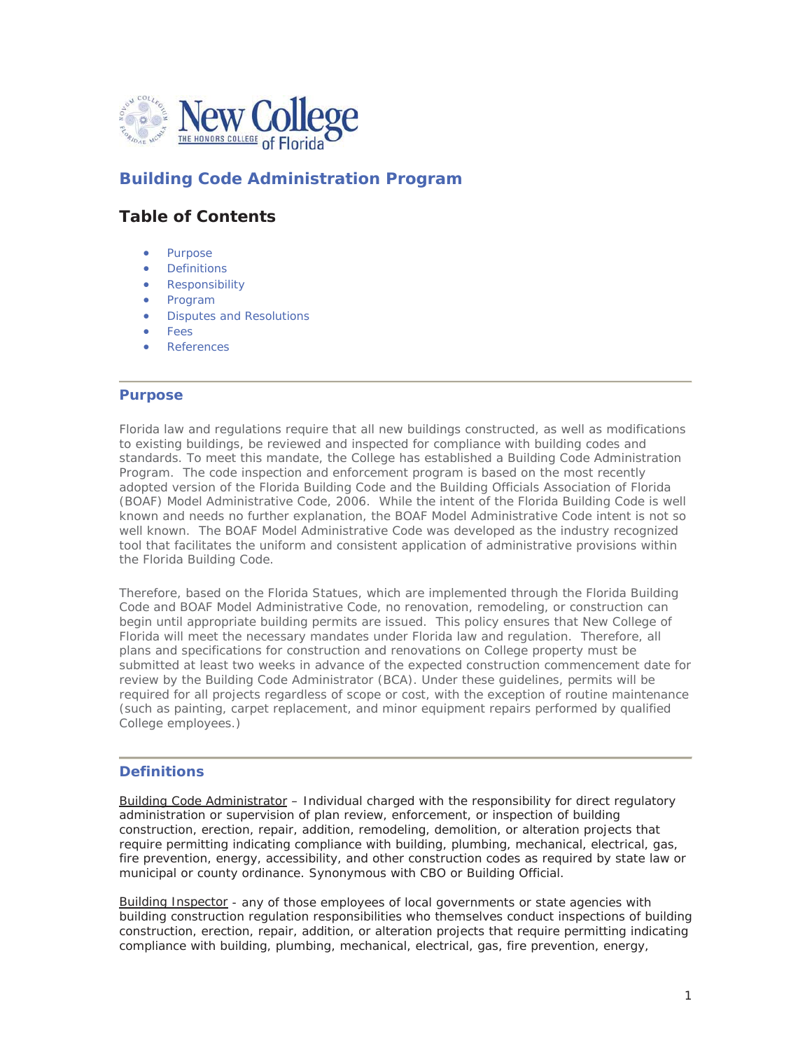# Building Code Administration Program

## Table of Contents

- Purpose
- Definitions
- Responsibility
- Program
- Disputes and Resolutions
- Fees
- References

---

### Purpose

Florida law and regulations require that all new buildings constructed, as well as modifications to existing buildings, be reviewed and inspected for compliance with building codes and standards. To meet this mandate, the College has established a Building Code Administration Program. The code inspection and enforcement program is based on the most recently adopted version of the Florida Building Code and the Building Officials Association of Florida (BOAF) Model Administrative Code, 2006. While the intent of the Florida Building Code is well known and needs no further explanation, the BOAF Model Administrative Code intent is not so well known. The BOAF Model Administrative Code was developed as the industry recognized tool that facilitates the uniform and consistent application of administrative provisions within the Florida Building Code.

Therefore, based on the Florida Statues, which are implemented through the Florida Building Code and BOAF Model Administrative Code, no renovation, remodeling, or construction can begin until appropriate building permits are issued. This policy ensures that New College of Florida will meet the necessary mandates under Florida law and regulation. Therefore, all plans and specifications for construction and renovations on College property must be submitted at least two weeks in advance of the expected construction commencement date for review by the Building Code Administrator (BCA). Under these guidelines, permits will be required for all projects regardless of scope or cost, with the exception of routine maintenance (such as painting, carpet replacement, and minor equipment repairs performed by qualified College employees.)

---

### Definitions

Building Code Administrator – Individual charged with the responsibility for direct regulatory administration or supervision of plan review, enforcement, or inspection of building construction, erection, repair, addition, remodeling, demolition, or alteration projects that require permitting indicating compliance with building, plumbing, mechanical, electrical, gas, fire prevention, energy, accessibility, and other construction codes as required by state law or municipal or county ordinance. Synonymous with CBO or Building Official.

Building Inspector - any of those employees of local governments or state agencies with building construction regulation responsibilities who themselves conduct inspections of building construction, erection, repair, addition, or alteration projects that require permitting indicating compliance with building, plumbing, mechanical, electrical, gas, fire prevention, energy,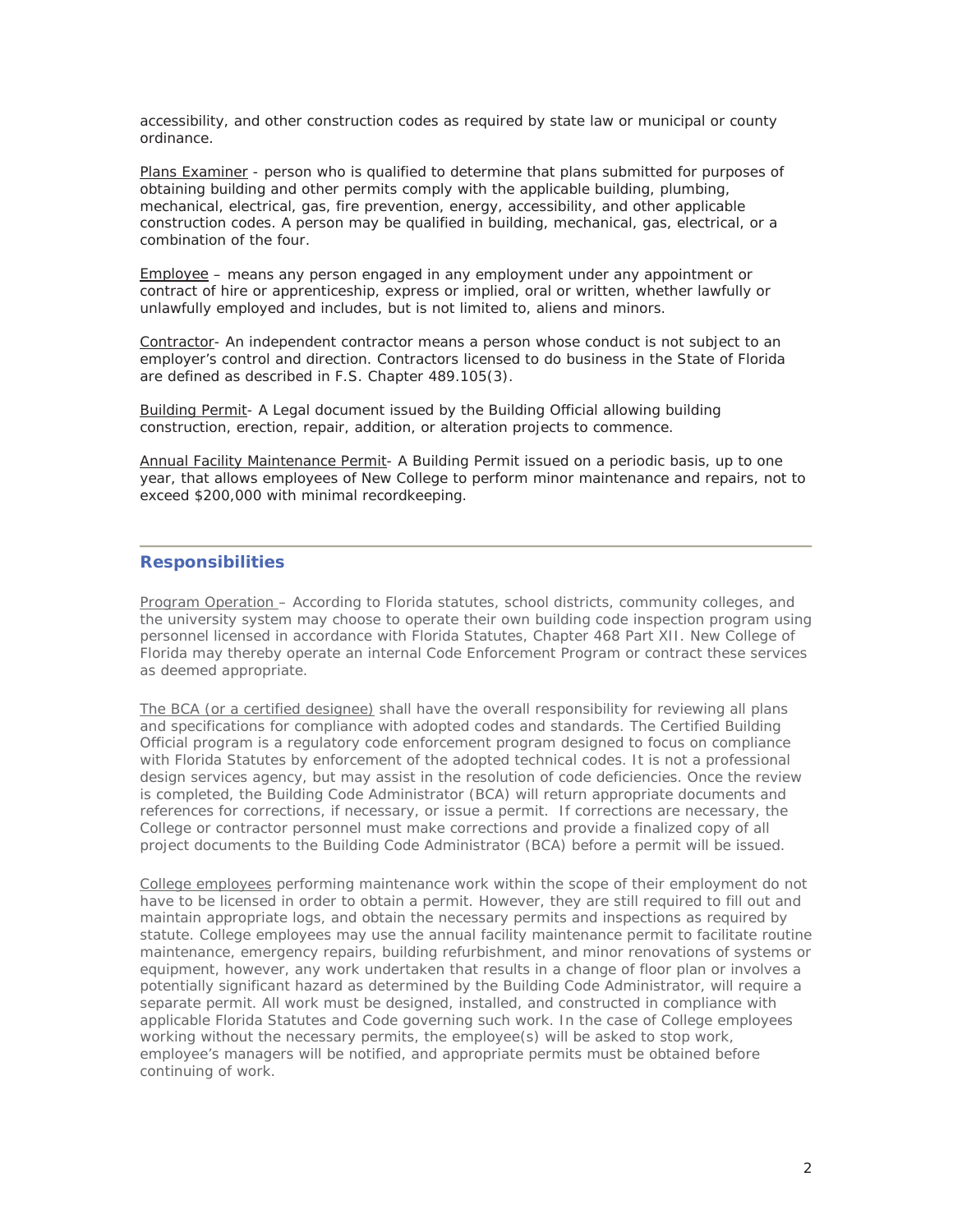accessibility, and other construction codes as required by state law or municipal or county ordinance.

Plans Examiner - person who is qualified to determine that plans submitted for purposes of obtaining building and other permits comply with the applicable building, plumbing, mechanical, electrical, gas, fire prevention, energy, accessibility, and other applicable construction codes. A person may be qualified in building, mechanical, gas, electrical, or a combination of the four.

Employee – means any person engaged in any employment under any appointment or contract of hire or apprenticeship, express or implied, oral or written, whether lawfully or unlawfully employed and includes, but is not limited to, aliens and minors.

Contractor- An independent contractor means a person whose conduct is not subject to an employer's control and direction. Contractors licensed to do business in the State of Florida are defined as described in F.S. Chapter 489.105(3).

Building Permit- A Legal document issued by the Building Official allowing building construction, erection, repair, addition, or alteration projects to commence.

Annual Facility Maintenance Permit- A Building Permit issued on a periodic basis, up to one year, that allows employees of New College to perform minor maintenance and repairs, not to exceed $200,000 with minimal recordkeeping.

## Responsibilities

Program Operation – According to Florida statutes, school districts, community colleges, and the university system may choose to operate their own building code inspection program using personnel licensed in accordance with Florida Statutes, Chapter 468 Part XII. New College of Florida may thereby operate an internal Code Enforcement Program or contract these services as deemed appropriate.

The BCA (or a certified designee) shall have the overall responsibility for reviewing all plans and specifications for compliance with adopted codes and standards. The Certified Building Official program is a regulatory code enforcement program designed to focus on compliance with Florida Statutes by enforcement of the adopted technical codes. It is not a professional design services agency, but may assist in the resolution of code deficiencies. Once the review is completed, the Building Code Administrator (BCA) will return appropriate documents and references for corrections, if necessary, or issue a permit. If corrections are necessary, the College or contractor personnel must make corrections and provide a finalized copy of all project documents to the Building Code Administrator (BCA) before a permit will be issued.

College employees performing maintenance work within the scope of their employment do not have to be licensed in order to obtain a permit. However, they are still required to fill out and maintain appropriate logs, and obtain the necessary permits and inspections as required by statute. College employees may use the annual facility maintenance permit to facilitate routine maintenance, emergency repairs, building refurbishment, and minor renovations of systems or equipment, however, any work undertaken that results in a change of floor plan or involves a potentially significant hazard as determined by the Building Code Administrator, will require a separate permit. All work must be designed, installed, and constructed in compliance with applicable Florida Statutes and Code governing such work. In the case of College employees working without the necessary permits, the employee(s) will be asked to stop work, employee's managers will be notified, and appropriate permits must be obtained before continuing of work.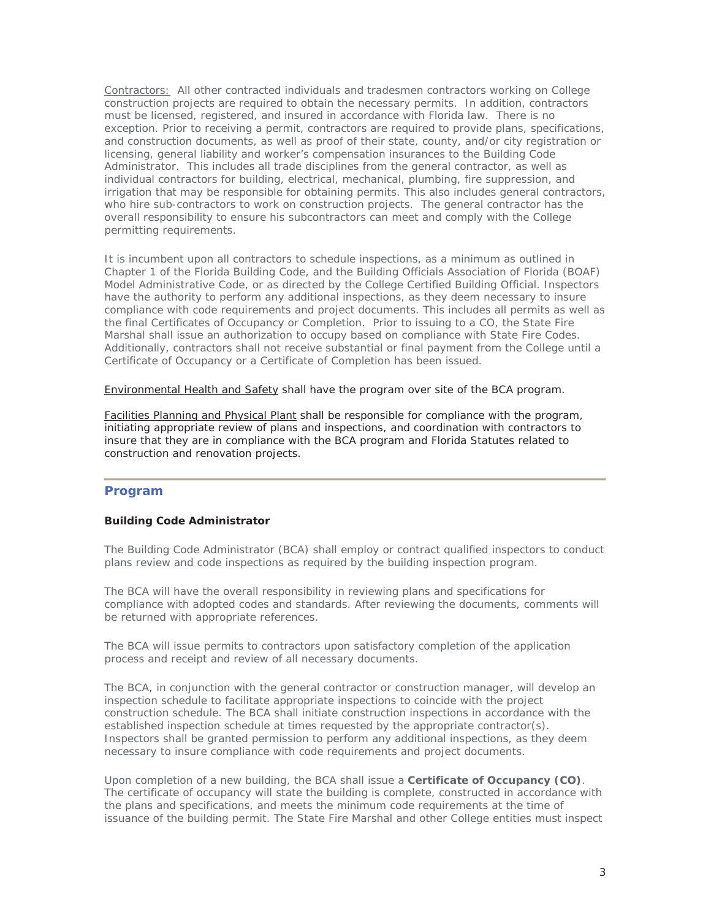Contractors: All other contracted individuals and tradesmen contractors working on College construction projects are required to obtain the necessary permits. In addition, contractors must be licensed, registered, and insured in accordance with Florida law. There is no exception. Prior to receiving a permit, contractors are required to provide plans, specifications, and construction documents, as well as proof of their state, county, and/or city registration or licensing, general liability and worker's compensation insurances to the Building Code Administrator. This includes all trade disciplines from the general contractor, as well as individual contractors for building, electrical, mechanical, plumbing, fire suppression, and irrigation that may be responsible for obtaining permits. This also includes general contractors, who hire sub-contractors to work on construction projects. The general contractor has the overall responsibility to ensure his subcontractors can meet and comply with the College permitting requirements.

It is incumbent upon all contractors to schedule inspections, as a minimum as outlined in Chapter 1 of the Florida Building Code, and the Building Officials Association of Florida (BOAF) Model Administrative Code, or as directed by the College Certified Building Official. Inspectors have the authority to perform any additional inspections, as they deem necessary to insure compliance with code requirements and project documents. This includes all permits as well as the final Certificates of Occupancy or Completion. Prior to issuing to a CO, the State Fire Marshal shall issue an authorization to occupy based on compliance with State Fire Codes. Additionally, contractors shall not receive substantial or final payment from the College until a Certificate of Occupancy or a Certificate of Completion has been issued.

Environmental Health and Safety shall have the program over site of the BCA program.

Facilities Planning and Physical Plant shall be responsible for compliance with the program, initiating appropriate review of plans and inspections, and coordination with contractors to insure that they are in compliance with the BCA program and Florida Statutes related to construction and renovation projects.

## Program

### Building Code Administrator

The Building Code Administrator (BCA) shall employ or contract qualified inspectors to conduct plans review and code inspections as required by the building inspection program.

The BCA will have the overall responsibility in reviewing plans and specifications for compliance with adopted codes and standards. After reviewing the documents, comments will be returned with appropriate references.

The BCA will issue permits to contractors upon satisfactory completion of the application process and receipt and review of all necessary documents.

The BCA, in conjunction with the general contractor or construction manager, will develop an inspection schedule to facilitate appropriate inspections to coincide with the project construction schedule. The BCA shall initiate construction inspections in accordance with the established inspection schedule at times requested by the appropriate contractor(s). Inspectors shall be granted permission to perform any additional inspections, as they deem necessary to insure compliance with code requirements and project documents.

Upon completion of a new building, the BCA shall issue a **Certificate of Occupancy (CO)**. The certificate of occupancy will state the building is complete, constructed in accordance with the plans and specifications, and meets the minimum code requirements at the time of issuance of the building permit. The State Fire Marshal and other College entities must inspect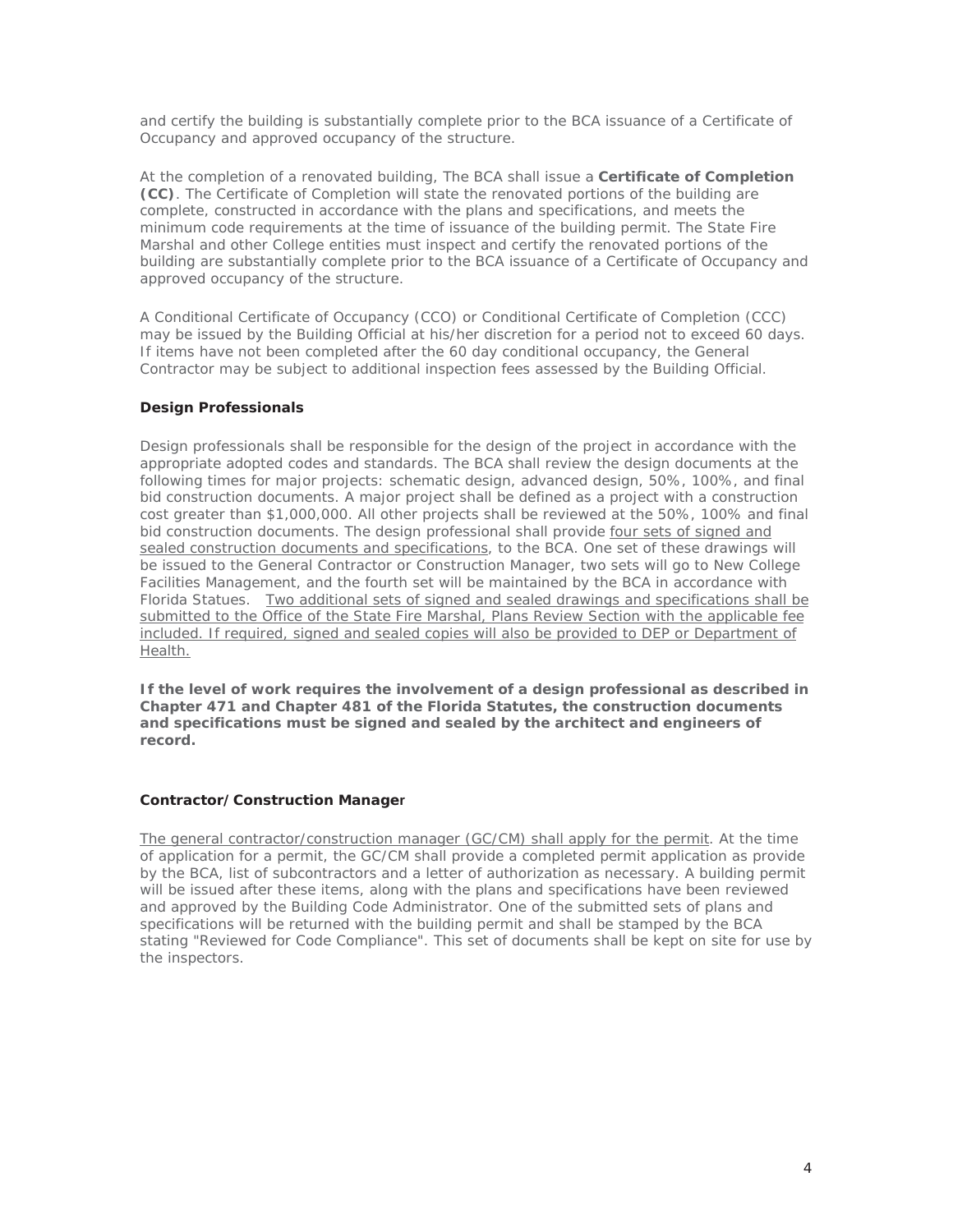and certify the building is substantially complete prior to the BCA issuance of a Certificate of Occupancy and approved occupancy of the structure.

At the completion of a renovated building, The BCA shall issue a **Certificate of Completion (CC)**. The Certificate of Completion will state the renovated portions of the building are complete, constructed in accordance with the plans and specifications, and meets the minimum code requirements at the time of issuance of the building permit. The State Fire Marshal and other College entities must inspect and certify the renovated portions of the building are substantially complete prior to the BCA issuance of a Certificate of Occupancy and approved occupancy of the structure.

A Conditional Certificate of Occupancy (CCO) or Conditional Certificate of Completion (CCC) may be issued by the Building Official at his/her discretion for a period not to exceed 60 days. If items have not been completed after the 60 day conditional occupancy, the General Contractor may be subject to additional inspection fees assessed by the Building Official.

### Design Professionals

Design professionals shall be responsible for the design of the project in accordance with the appropriate adopted codes and standards. The BCA shall review the design documents at the following times for major projects: schematic design, advanced design, 50%, 100%, and final bid construction documents. A major project shall be defined as a project with a construction cost greater than $1,000,000. All other projects shall be reviewed at the 50%, 100% and final bid construction documents. The design professional shall provide <u>four sets of signed and sealed construction documents and specifications</u>, to the BCA. One set of these drawings will be issued to the General Contractor or Construction Manager, two sets will go to New College Facilities Management, and the fourth set will be maintained by the BCA in accordance with Florida Statues. <u>Two additional sets of signed and sealed drawings and specifications shall be submitted to the Office of the State Fire Marshal, Plans Review Section with the applicable fee included. If required, signed and sealed copies will also be provided to DEP or Department of Health.</u>

**If the level of work requires the involvement of a design professional as described in Chapter 471 and Chapter 481 of the Florida Statutes, the construction documents and specifications must be signed and sealed by the architect and engineers of record.**

### Contractor/Construction Manager

<u>The general contractor/construction manager (GC/CM) shall apply for the permit</u>. At the time of application for a permit, the GC/CM shall provide a completed permit application as provide by the BCA, list of subcontractors and a letter of authorization as necessary. A building permit will be issued after these items, along with the plans and specifications have been reviewed and approved by the Building Code Administrator. One of the submitted sets of plans and specifications will be returned with the building permit and shall be stamped by the BCA stating "Reviewed for Code Compliance". This set of documents shall be kept on site for use by the inspectors.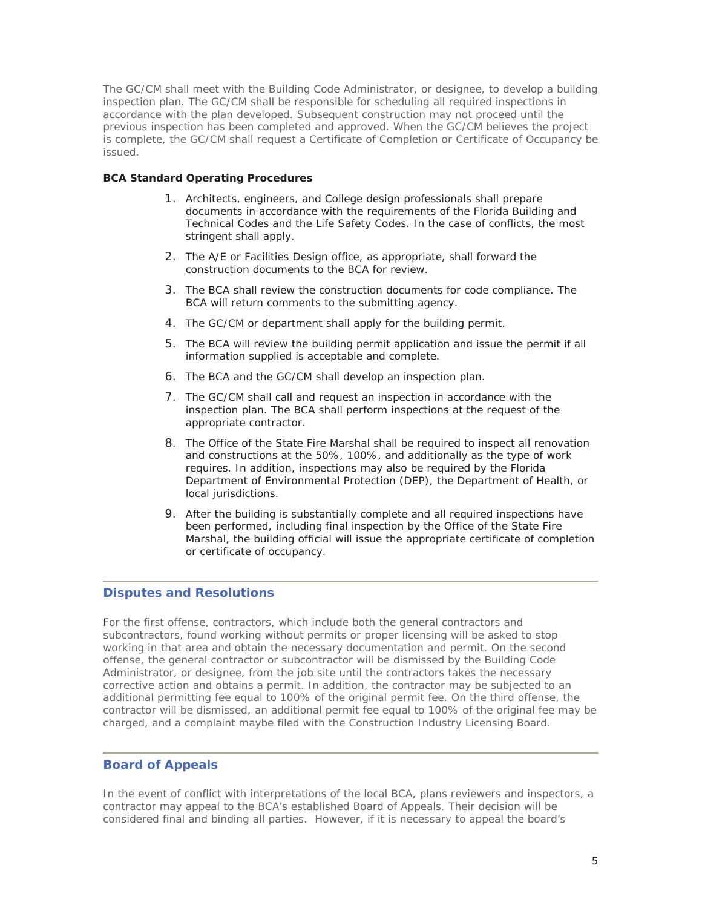The GC/CM shall meet with the Building Code Administrator, or designee, to develop a building inspection plan. The GC/CM shall be responsible for scheduling all required inspections in accordance with the plan developed. Subsequent construction may not proceed until the previous inspection has been completed and approved. When the GC/CM believes the project is complete, the GC/CM shall request a Certificate of Completion or Certificate of Occupancy be issued.

**BCA Standard Operating Procedures**

1. Architects, engineers, and College design professionals shall prepare documents in accordance with the requirements of the Florida Building and Technical Codes and the Life Safety Codes. In the case of conflicts, the most stringent shall apply.
2. The A/E or Facilities Design office, as appropriate, shall forward the construction documents to the BCA for review.
3. The BCA shall review the construction documents for code compliance. The BCA will return comments to the submitting agency.
4. The GC/CM or department shall apply for the building permit.
5. The BCA will review the building permit application and issue the permit if all information supplied is acceptable and complete.
6. The BCA and the GC/CM shall develop an inspection plan.
7. The GC/CM shall call and request an inspection in accordance with the inspection plan. The BCA shall perform inspections at the request of the appropriate contractor.
8. The Office of the State Fire Marshal shall be required to inspect all renovation and constructions at the 50%, 100%, and additionally as the type of work requires. In addition, inspections may also be required by the Florida Department of Environmental Protection (DEP), the Department of Health, or local jurisdictions.
9. After the building is substantially complete and all required inspections have been performed, including final inspection by the Office of the State Fire Marshal, the building official will issue the appropriate certificate of completion or certificate of occupancy.

## Disputes and Resolutions

For the first offense, contractors, which include both the general contractors and subcontractors, found working without permits or proper licensing will be asked to stop working in that area and obtain the necessary documentation and permit. On the second offense, the general contractor or subcontractor will be dismissed by the Building Code Administrator, or designee, from the job site until the contractors takes the necessary corrective action and obtains a permit. In addition, the contractor may be subjected to an additional permitting fee equal to 100% of the original permit fee. On the third offense, the contractor will be dismissed, an additional permit fee equal to 100% of the original fee may be charged, and a complaint maybe filed with the Construction Industry Licensing Board.

## Board of Appeals

In the event of conflict with interpretations of the local BCA, plans reviewers and inspectors, a contractor may appeal to the BCA's established Board of Appeals. Their decision will be considered final and binding all parties. However, if it is necessary to appeal the board's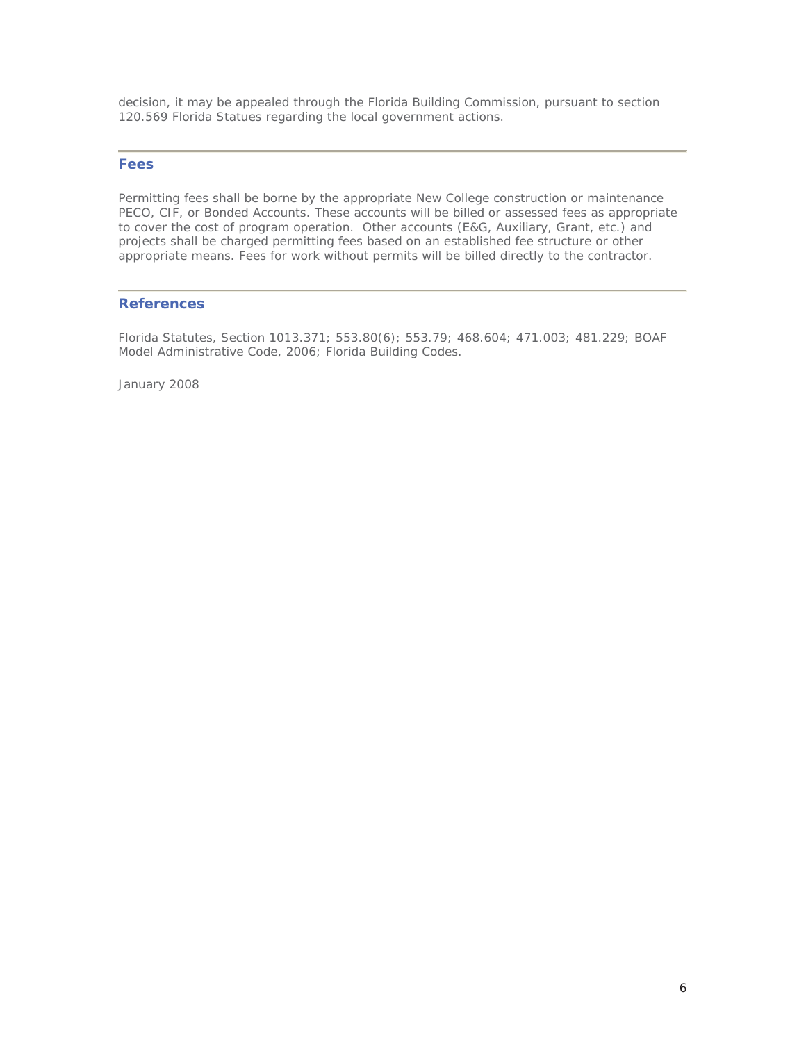decision, it may be appealed through the Florida Building Commission, pursuant to section 120.569 Florida Statues regarding the local government actions.

## Fees

Permitting fees shall be borne by the appropriate New College construction or maintenance PECO, CIF, or Bonded Accounts. These accounts will be billed or assessed fees as appropriate to cover the cost of program operation. Other accounts (E&G, Auxiliary, Grant, etc.) and projects shall be charged permitting fees based on an established fee structure or other appropriate means. Fees for work without permits will be billed directly to the contractor.

## References

Florida Statutes, Section 1013.371; 553.80(6); 553.79; 468.604; 471.003; 481.229; BOAF Model Administrative Code, 2006; Florida Building Codes.

January 2008